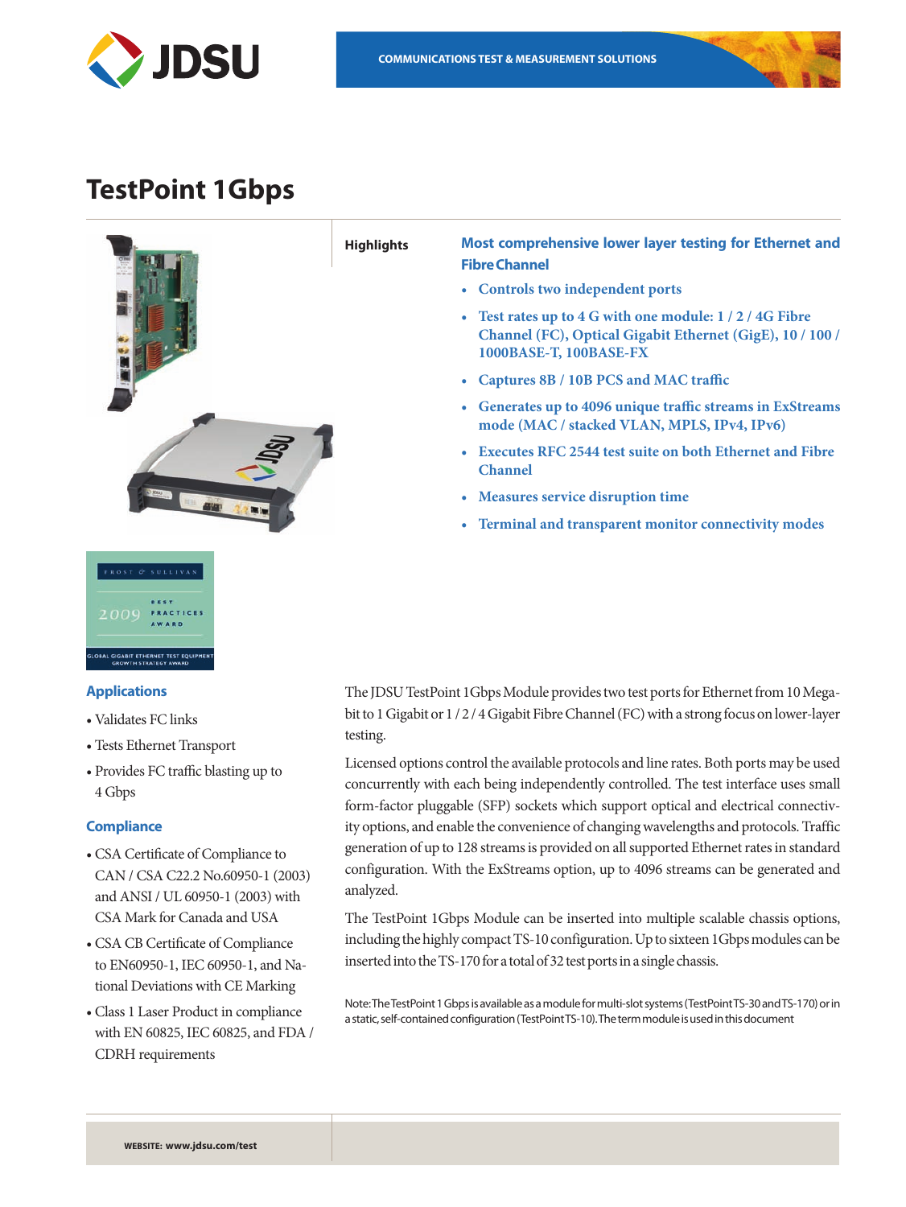# TestPoint 1Gbps

## Highlights

**Most comprehensive lower layer testing for Ethernet and Fibre Channel**

- Controls two independent ports
- Test rates up to 4 G with one module: 1 / 2 / 4G Fibre Channel (FC), Optical Gigabit Ethernet (GigE), 10 / 100 / 1000BASE-T, 100BASE-FX
- Captures 8B / 10B PCS and MAC traffic
- Generates up to 4096 unique traffic streams in ExStreams mode (MAC / stacked VLAN, MPLS, IPv4, IPv6)
- Executes RFC 2544 test suite on both Ethernet and Fibre Channel
- Measures service disruption time
- Terminal and transparent monitor connectivity modes

## Applications

- Validates FC links
- Tests Ethernet Transport
- Provides FC traffic blasting up to 4 Gbps

## Compliance

- CSA Certificate of Compliance to CAN / CSA C22.2 No.60950-1 (2003) and ANSI / UL 60950-1 (2003) with CSA Mark for Canada and USA
- CSA CB Certificate of Compliance to EN60950-1, IEC 60950-1, and National Deviations with CE Marking
- Class 1 Laser Product in compliance with EN 60825, IEC 60825, and FDA / CDRH requirements

The JDSU TestPoint 1Gbps Module provides two test ports for Ethernet from 10 Megabit to 1 Gigabit or 1 / 2 / 4 Gigabit Fibre Channel (FC) with a strong focus on lower-layer testing.

Licensed options control the available protocols and line rates. Both ports may be used concurrently with each being independently controlled. The test interface uses small form-factor pluggable (SFP) sockets which support optical and electrical connectivity options, and enable the convenience of changing wavelengths and protocols. Traffic generation of up to 128 streams is provided on all supported Ethernet rates in standard configuration. With the ExStreams option, up to 4096 streams can be generated and analyzed.

The TestPoint 1Gbps Module can be inserted into multiple scalable chassis options, including the highly compact TS-10 configuration. Up to sixteen 1Gbps modules can be inserted into the TS-170 for a total of 32 test ports in a single chassis.

Note: The TestPoint 1 Gbps is available as a module for multi-slot systems (TestPoint TS-30 and TS-170) or in a static, self-contained configuration (TestPoint TS-10). The term module is used in this document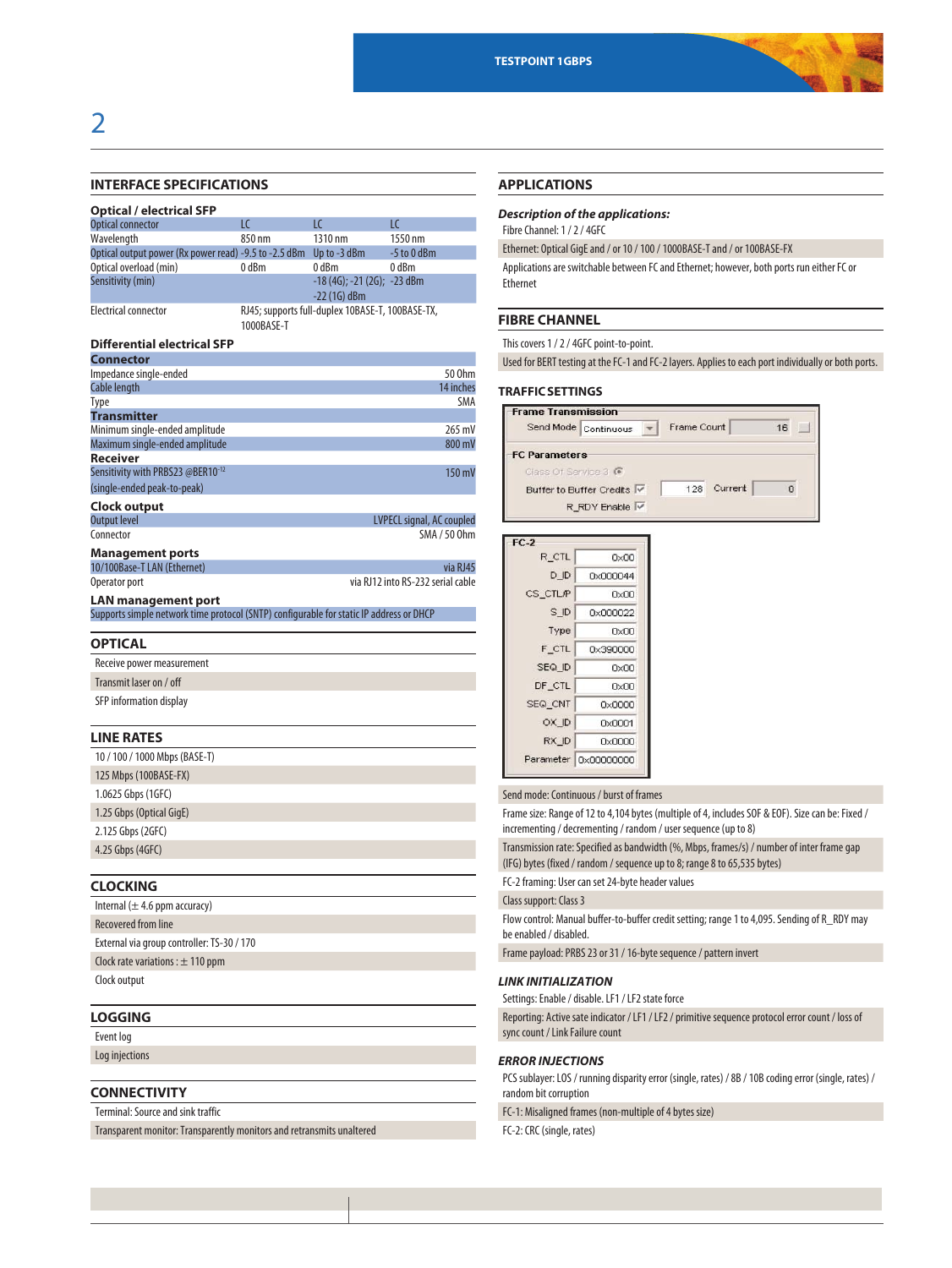## INTERFACE SPECIFICATIONS

### Optical / electrical SFP

| Optical connector | LC | LC | LC |
|---|---|---|---|
| Wavelength | 850 nm | 1310 nm | 1550 nm |
| Optical output power (Rx power read) | -9.5 to -2.5 dBm | Up to -3 dBm | -5 to 0 dBm |
| Optical overload (min) | 0 dBm | 0 dBm | 0 dBm |
| Sensitivity (min) | | -18 (4G); -21 (2G); -22 (1G) dBm | -23 dBm |
| Electrical connector | RJ45; supports full-duplex 10BASE-T, 100BASE-TX, 1000BASE-T | | |

### Differential electrical SFP

| **Connector** | |
|---|---|
| Impedance single-ended | 50 Ohm |
| Cable length | 14 inches |
| Type | SMA |
| **Transmitter** | |
| Minimum single-ended amplitude | 265 mV |
| Maximum single-ended amplitude | 800 mV |
| **Receiver** | |
| Sensitivity with PRBS23 @BER$10^{-12}$ (single-ended peak-to-peak) | 150 mV |

### Clock output

| Output level | LVPECL signal, AC coupled |
|---|---|
| Connector | SMA / 50 Ohm |

### Management ports

| 10/100Base-T LAN (Ethernet) | via RJ45 |
|---|---|
| Operator port | via RJ12 into RS-232 serial cable |

### LAN management port

Supports simple network time protocol (SNTP) configurable for static IP address or DHCP

## OPTICAL

- Receive power measurement
- Transmit laser on / off
- SFP information display

## LINE RATES

- 10 / 100 / 1000 Mbps (BASE-T)
- 125 Mbps (100BASE-FX)
- 1.0625 Gbps (1GFC)
- 1.25 Gbps (Optical GigE)
- 2.125 Gbps (2GFC)
- 4.25 Gbps (4GFC)

## CLOCKING

- Internal (± 4.6 ppm accuracy)
- Recovered from line
- External via group controller: TS-30 / 170
- Clock rate variations : ± 110 ppm
- Clock output

## LOGGING

- Event log
- Log injections

## CONNECTIVITY

- Terminal: Source and sink traffic
- Transparent monitor: Transparently monitors and retransmits unaltered

## APPLICATIONS

***Description of the applications:***

Fibre Channel: 1 / 2 / 4GFC

Ethernet: Optical GigE and / or 10 / 100 / 1000BASE-T and / or 100BASE-FX

Applications are switchable between FC and Ethernet; however, both ports run either FC or Ethernet

## FIBRE CHANNEL

This covers 1 / 2 / 4GFC point-to-point.

Used for BERT testing at the FC-1 and FC-2 layers. Applies to each port individually or both ports.

### TRAFFIC SETTINGS

Send mode: Continuous / burst of frames

Frame size: Range of 12 to 4,104 bytes (multiple of 4, includes SOF & EOF). Size can be: Fixed / incrementing / decrementing / random / user sequence (up to 8)

Transmission rate: Specified as bandwidth (%, Mbps, frames/s) / number of inter frame gap (IFG) bytes (fixed / random / sequence up to 8; range 8 to 65,535 bytes)

FC-2 framing: User can set 24-byte header values

Class support: Class 3

Flow control: Manual buffer-to-buffer credit setting; range 1 to 4,095. Sending of R_RDY may be enabled / disabled.

Frame payload: PRBS 23 or 31 / 16-byte sequence / pattern invert

### *LINK INITIALIZATION*

Settings: Enable / disable. LF1 / LF2 state force

Reporting: Active sate indicator / LF1 / LF2 / primitive sequence protocol error count / loss of sync count / Link Failure count

### *ERROR INJECTIONS*

PCS sublayer: LOS / running disparity error (single, rates) / 8B / 10B coding error (single, rates) / random bit corruption

FC-1: Misaligned frames (non-multiple of 4 bytes size)

FC-2: CRC (single, rates)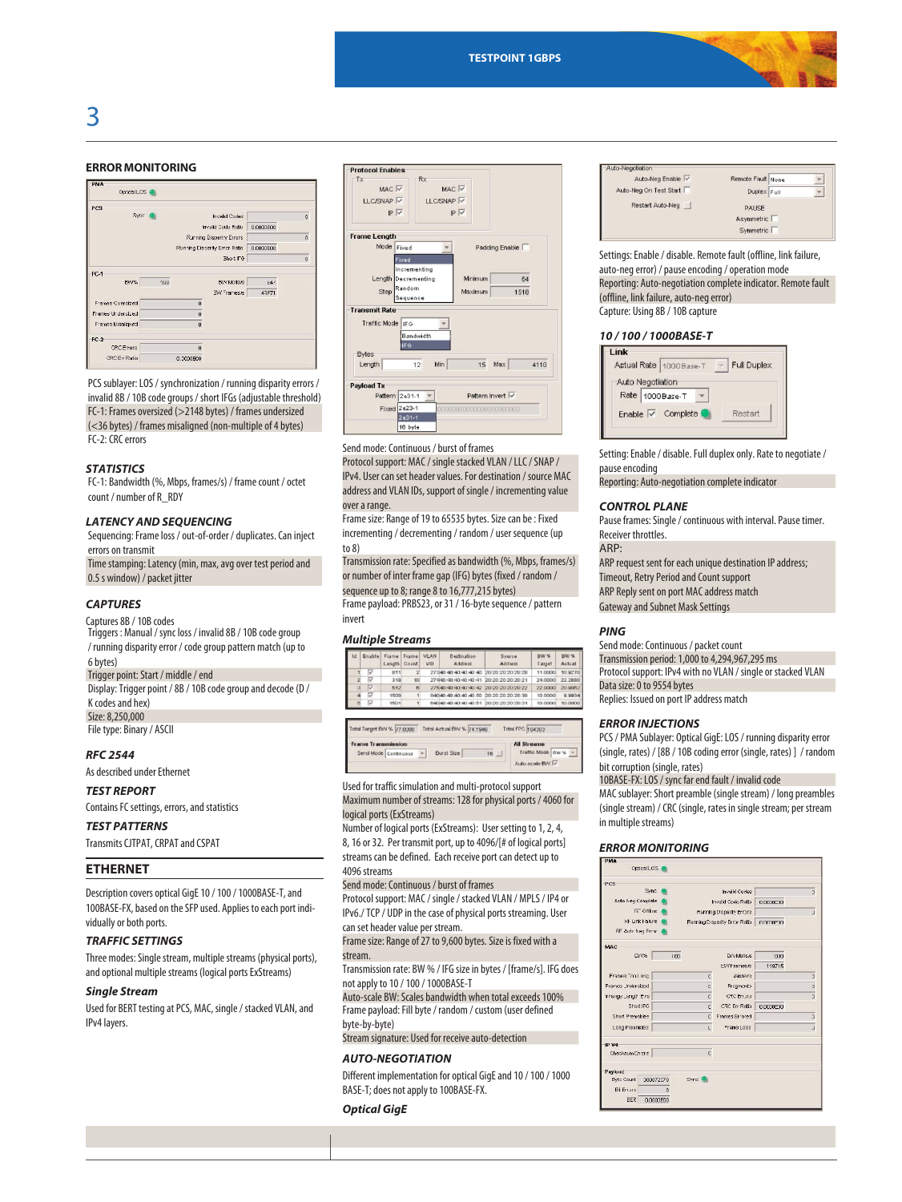## ERROR MONITORING

PCS sublayer: LOS / synchronization / running disparity errors / invalid 8B / 10B code groups / short IFGs (adjustable threshold)
FC-1: Frames oversized (>2148 bytes) / frames undersized (<36 bytes) / frames misaligned (non-multiple of 4 bytes)
FC-2: CRC errors

### *STATISTICS*

FC-1: Bandwidth (%, Mbps, frames/s) / frame count / octet count / number of R_RDY

### *LATENCY AND SEQUENCING*

Sequencing: Frame loss / out-of-order / duplicates. Can inject errors on transmit
Time stamping: Latency (min, max, avg over test period and 0.5 s window) / packet jitter

### *CAPTURES*

Captures 8B / 10B codes
Triggers : Manual / sync loss / invalid 8B / 10B code group / running disparity error / code group pattern match (up to 6 bytes)
Trigger point: Start / middle / end
Display: Trigger point / 8B / 10B code group and decode (D / K codes and hex)
Size: 8,250,000
File type: Binary / ASCII

### *RFC 2544*

As described under Ethernet

### *TEST REPORT*

Contains FC settings, errors, and statistics

### *TEST PATTERNS*

Transmits CJTPAT, CRPAT and CSPAT

## ETHERNET

Description covers optical GigE 10 / 100 / 1000BASE-T, and 100BASE-FX, based on the SFP used. Applies to each port individually or both ports.

### *TRAFFIC SETTINGS*

Three modes: Single stream, multiple streams (physical ports), and optional multiple logical ports (logical ports ExStreams)

### *Single Stream*

Used for BERT testing at PCS, MAC, single / stacked VLAN, and IPv4 layers.

Send mode: Continuous / burst of frames
Protocol support: MAC / single stacked VLAN / LLC / SNAP / IPv4. User can set header values. For destination / source MAC address and VLAN IDs, support of single / incrementing value over a range.
Frame size: Range of 19 to 65535 bytes. Size can be : Fixed incrementing / decrementing / random / user sequence (up to 8)
Transmission rate: Specified as bandwidth (%, Mbps, frames/s) or number of inter frame gap (IFG) bytes (fixed / random / sequence up to 8; range 8 to 16,777,215 bytes)
Frame payload: PRBS23, or 31 / 16-byte sequence / pattern invert

### *Multiple Streams*

Used for traffic simulation and multi-protocol support
Maximum number of streams: 128 for physical ports / 4060 for logical ports (ExStreams)
Number of logical ports (ExStreams): User setting to 1, 2, 4, 8, 16 or 32. Per transmit port, up to 4096/[# of logical ports] streams can be defined. Each receive port can detect up to 4096 streams
Send mode: Continuous / burst of frames
Protocol support: MAC / single / stacked VLAN / MPLS / IP4 or IPv6./ TCP / UDP in the case of physical ports streaming. User can set header value per stream.
Frame size: Range of 27 to 9,600 bytes. Size is fixed with a stream.
Transmission rate: BW % / IFG size in bytes / [frame/s]. IFG does not apply to 10 / 100 / 1000BASE-T
Auto-scale BW: Scales bandwidth when total exceeds 100%
Frame payload: Fill byte / random / custom (user defined byte-by-byte)
Stream signature: Used for receive auto-detection

### *AUTO-NEGOTIATION*

Different implementation for optical GigE and 10 / 100 / 1000 BASE-T; does not apply to 100BASE-FX.

### *Optical GigE*

Settings: Enable / disable. Remote fault (offline, link failure, auto-neg error) / pause encoding / operation mode
Reporting: Auto-negotiation complete indicator. Remote fault (offline, link failure, auto-neg error)
Capture: Using 8B / 10B capture

### *10 / 100 / 1000BASE-T*

Setting: Enable / disable. Full duplex only. Rate to negotiate / pause encoding
Reporting: Auto-negotiation complete indicator

### *CONTROL PLANE*

Pause frames: Single / continuous with interval. Pause timer. Receiver throttles.
ARP:
ARP request sent for each unique destination IP address;
Timeout, Retry Period and Count support
ARP Reply sent on port MAC address match
Gateway and Subnet Mask Settings

### *PING*

Send mode: Continuous / packet count
Transmission period: 1,000 to 4,294,967,295 ms
Protocol support: IPv4 with no VLAN / single or stacked VLAN
Data size: 0 to 9554 bytes
Replies: Issued on port IP address match

### *ERROR INJECTIONS*

PCS / PMA Sublayer: Optical GigE: LOS / running disparity error (single, rates) / [8B / 10B coding error (single, rates) ] / random bit corruption (single, rates)
10BASE-FX: LOS / sync far end fault / invalid code
MAC sublayer: Short preamble (single stream) / long preambles (single stream) / CRC (single, rates in single stream; per stream in multiple streams)

### *ERROR MONITORING*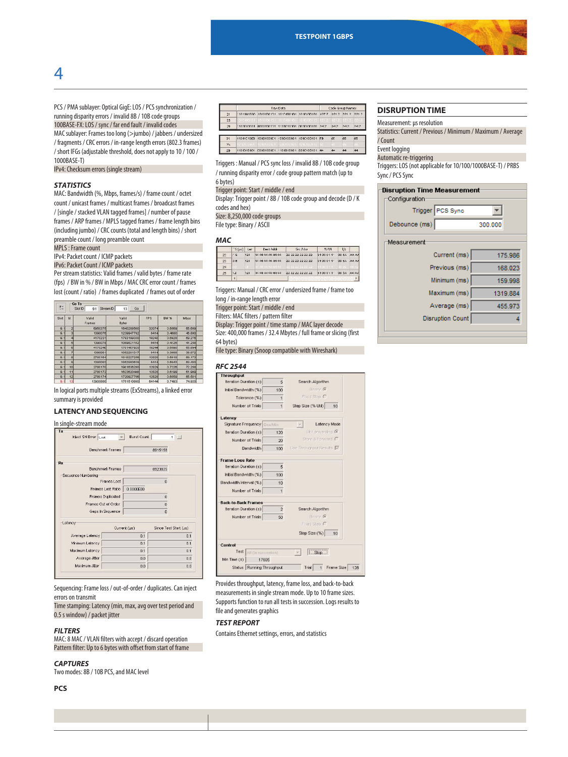PCS / PMA sublayer: Optical GigE: LOS / PCS synchronization / running disparity errors / invalid 8B / 10B code groups

100BASE-FX: LOS / sync / far end fault / invalid codes

MAC sublayer: Frames too long (>jumbo) / jabbers / undersized / fragments / CRC errors / in-range length errors (802.3 frames) / short IFGs (adjustable threshold, does not apply to 10 / 100 / 1000BASE-T)

IPv4: Checksum errors (single stream)

### *STATISTICS*

MAC: Bandwidth (%, Mbps, frames/s) / frame count / octet count / unicast frames / multicast frames / broadcast frames / [single / stacked VLAN tagged frames] / number of pause frames / ARP frames / MPLS tagged frames / frame length bins (including jumbo) / CRC counts (total and length bins) / short preamble count / long preamble count

MPLS : Frame count

IPv4: Packet count / ICMP packets

IPv6: Packet Count / ICMP packets

Per stream statistics: Valid frames / valid bytes / frame rate (fps) / BW in % / BW in Mbps / MAC CRC error count / frames lost (count / ratio) / frames duplicated / frames out of order

In logical ports multiple streams (ExStreams), a linked error summary is provided

### LATENCY AND SEQUENCING

In single-stream mode

Sequencing: Frame loss / out-of-order / duplicates. Can inject errors on transmit

Time stamping: Latency (min, max, avg over test period and 0.5 s window) / packet jitter

### *FILTERS*

MAC: 8 MAC / VLAN filters with accept / discard operation

Pattern filter: Up to 6 bytes with offset from start of frame

### *CAPTURES*

Two modes: 8B / 10B PCS, and MAC level

### PCS

Triggers : Manual / PCS sync loss / invalid 8B / 10B code group / running disparity error / code group pattern match (up to 6 bytes)

Trigger point: Start / middle / end

Display: Trigger point / 8B / 10B code group and decode (D / K codes and hex)

Size: 8,250,000 code groups

File type: Binary / ASCII

### *MAC*

Triggers: Manual / CRC error / undersized frame / frame too long / in-range length error

Trigger point: Start / middle / end

Filters: MAC filters / pattern filter

Display: Trigger point / time stamp / MAC layer decode

Size: 400,000 frames / 32.4 Mbytes / full frame or slicing (first 64 bytes)

File type: Binary (Snoop compatible with Wireshark)

### *RFC 2544*

Provides throughput, latency, frame loss, and back-to-back measurements in single stream mode. Up to 10 frame sizes. Supports function to run all tests in succession. Logs results to file and generates graphics

### *TEST REPORT*

Contains Ethernet settings, errors, and statistics

## DISRUPTION TIME

Measurement: µs resolution

Statistics: Current / Previous / Minimum / Maximum / Average / Count

Event logging

Automatic re-triggering

Triggers: LOS (not applicable for 10/100/1000BASE-T) / PRBS Sync / PCS Sync

**Disruption Time Measurement**

Configuration

| | |
|---|---|
| Trigger | PCS Sync |
| Debounce (ms) | 300.000 |

Measurement

| | |
|---|---|
| Current (ms) | 175.986 |
| Previous (ms) | 168.023 |
| Minimum (ms) | 159.998 |
| Maximum (ms) | 1319.884 |
| Average (ms) | 455.973 |
| Disruption Count | 4 |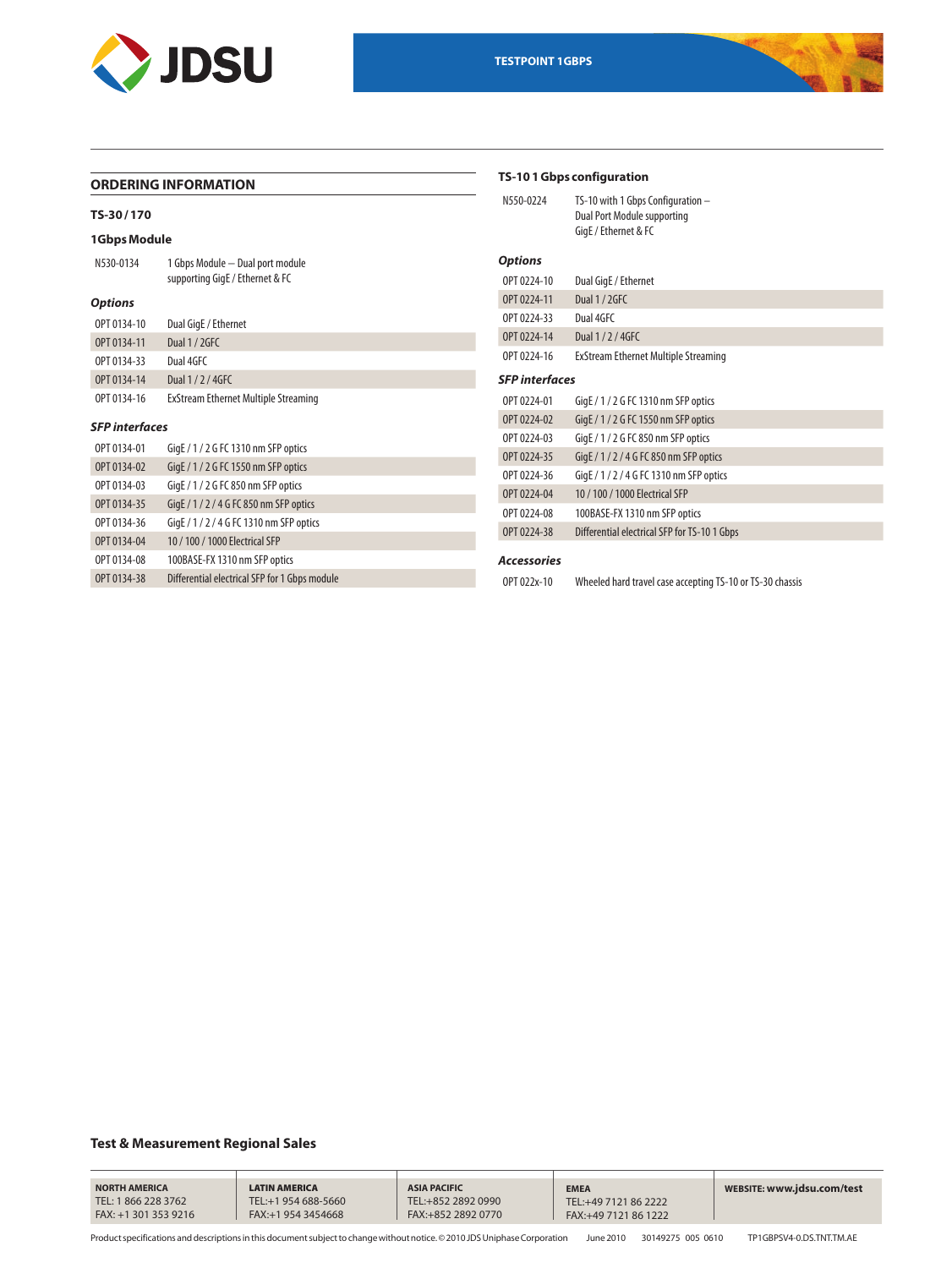## ORDERING INFORMATION

### TS-30 / 170

#### 1Gbps Module

| | |
|---|---|
| N530-0134 | 1 Gbps Module – Dual port module supporting GigE / Ethernet & FC |

***Options***

| | |
|---|---|
| OPT 0134-10 | Dual GigE / Ethernet |
| OPT 0134-11 | Dual 1 / 2GFC |
| OPT 0134-33 | Dual 4GFC |
| OPT 0134-14 | Dual 1 / 2 / 4GFC |
| OPT 0134-16 | ExStream Ethernet Multiple Streaming |

***SFP interfaces***

| | |
|---|---|
| OPT 0134-01 | GigE / 1 / 2 G FC 1310 nm SFP optics |
| OPT 0134-02 | GigE / 1 / 2 G FC 1550 nm SFP optics |
| OPT 0134-03 | GigE / 1 / 2 G FC 850 nm SFP optics |
| OPT 0134-35 | GigE / 1 / 2 / 4 G FC 850 nm SFP optics |
| OPT 0134-36 | GigE / 1 / 2 / 4 G FC 1310 nm SFP optics |
| OPT 0134-04 | 10 / 100 / 1000 Electrical SFP |
| OPT 0134-08 | 100BASE-FX 1310 nm SFP optics |
| OPT 0134-38 | Differential electrical SFP for 1 Gbps module |

### TS-10 1 Gbps configuration

| | |
|---|---|
| N550-0224 | TS-10 with 1 Gbps Configuration – Dual Port Module supporting GigE / Ethernet & FC |

***Options***

| | |
|---|---|
| OPT 0224-10 | Dual GigE / Ethernet |
| OPT 0224-11 | Dual 1 / 2GFC |
| OPT 0224-33 | Dual 4GFC |
| OPT 0224-14 | Dual 1 / 2 / 4GFC |
| OPT 0224-16 | ExStream Ethernet Multiple Streaming |

***SFP interfaces***

| | |
|---|---|
| OPT 0224-01 | GigE / 1 / 2 G FC 1310 nm SFP optics |
| OPT 0224-02 | GigE / 1 / 2 G FC 1550 nm SFP optics |
| OPT 0224-03 | GigE / 1 / 2 G FC 850 nm SFP optics |
| OPT 0224-35 | GigE / 1 / 2 / 4 G FC 850 nm SFP optics |
| OPT 0224-36 | GigE / 1 / 2 / 4 G FC 1310 nm SFP optics |
| OPT 0224-04 | 10 / 100 / 1000 Electrical SFP |
| OPT 0224-08 | 100BASE-FX 1310 nm SFP optics |
| OPT 0224-38 | Differential electrical SFP for TS-10 1 Gbps |

***Accessories***

| | |
|---|---|
| OPT 022x-10 | Wheeled hard travel case accepting TS-10 or TS-30 chassis |

### Test & Measurement Regional Sales

| NORTH AMERICA | LATIN AMERICA | ASIA PACIFIC | EMEA | WEBSITE: www.jdsu.com/test |
|---|---|---|---|---|
| TEL: 1 866 228 3762 | TEL:+1 954 688-5660 | TEL:+852 2892 0990 | TEL:+49 7121 86 2222 | |
| FAX: +1 301 353 9216 | FAX:+1 954 3454668 | FAX:+852 2892 0770 | FAX:+49 7121 86 1222 | |

Product specifications and descriptions in this document subject to change without notice. © 2010 JDS Uniphase Corporation June 2010 30149275 005 0610 TP1GBPSV4-0.DS.TNT.TM.AE